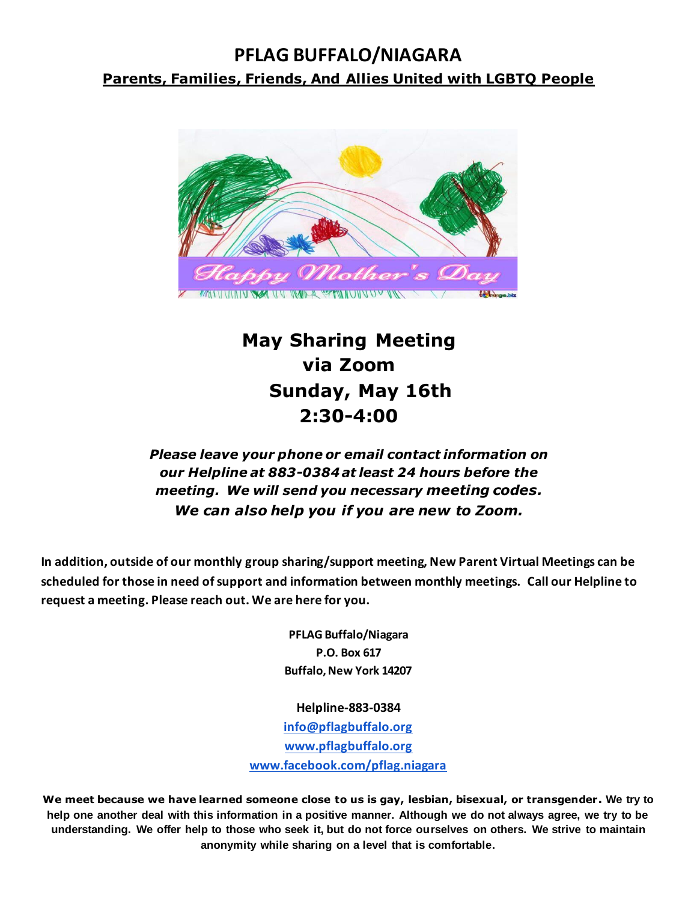# PFLAG BUFFALO/NIAGARA

**Parents, Families, Friends, And Allies United with LGBTQ People**

## May Sharing Meeting
## via Zoom
## Sunday, May 16th
## 2:30-4:00

***Please leave your phone or email contact information on our Helpline at 883-0384 at least 24 hours before the meeting. We will send you necessary meeting codes. We can also help you if you are new to Zoom.***

**In addition, outside of our monthly group sharing/support meeting, New Parent Virtual Meetings can be scheduled for those in need of support and information between monthly meetings. Call our Helpline to request a meeting. Please reach out. We are here for you.**

**PFLAG Buffalo/Niagara**
**P.O. Box 617**
**Buffalo, New York 14207**

**Helpline-883-0384**
**info@pflagbuffalo.org**
**www.pflagbuffalo.org**
**www.facebook.com/pflag.niagara**

**We meet because we have learned someone close to us is gay, lesbian, bisexual, or transgender. We try to help one another deal with this information in a positive manner. Although we do not always agree, we try to be understanding. We offer help to those who seek it, but do not force ourselves on others. We strive to maintain anonymity while sharing on a level that is comfortable.**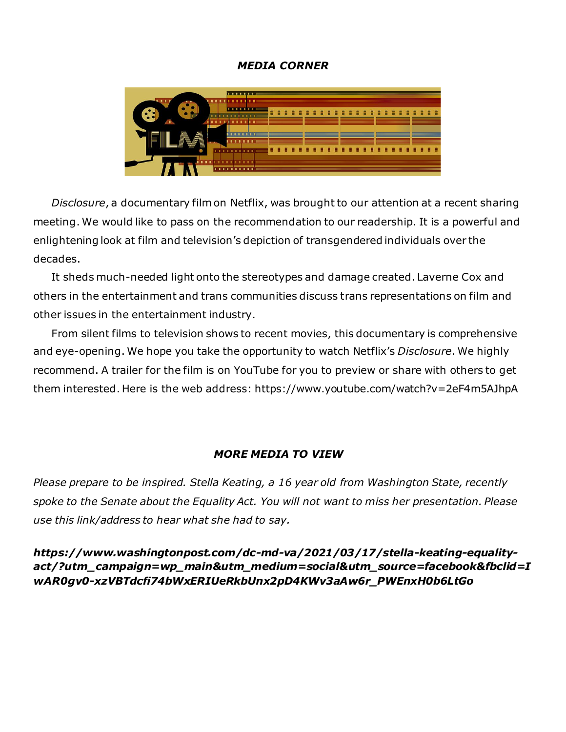### *MEDIA CORNER*

*Disclosure*, a documentary film on Netflix, was brought to our attention at a recent sharing meeting. We would like to pass on the recommendation to our readership. It is a powerful and enlightening look at film and television's depiction of transgendered individuals over the decades.

It sheds much-needed light onto the stereotypes and damage created. Laverne Cox and others in the entertainment and trans communities discuss trans representations on film and other issues in the entertainment industry.

From silent films to television shows to recent movies, this documentary is comprehensive and eye-opening. We hope you take the opportunity to watch Netflix's *Disclosure*. We highly recommend. A trailer for the film is on YouTube for you to preview or share with others to get them interested. Here is the web address: https://www.youtube.com/watch?v=2eF4m5AJhpA

### *MORE MEDIA TO VIEW*

*Please prepare to be inspired. Stella Keating, a 16 year old from Washington State, recently spoke to the Senate about the Equality Act. You will not want to miss her presentation. Please use this link/address to hear what she had to say.*

***https://www.washingtonpost.com/dc-md-va/2021/03/17/stella-keating-equality-act/?utm_campaign=wp_main&utm_medium=social&utm_source=facebook&fbclid=IwAR0gv0-xzVBTdcfi74bWxERIUeRkbUnx2pD4KWv3aAw6r_PWEnxH0b6LtGo***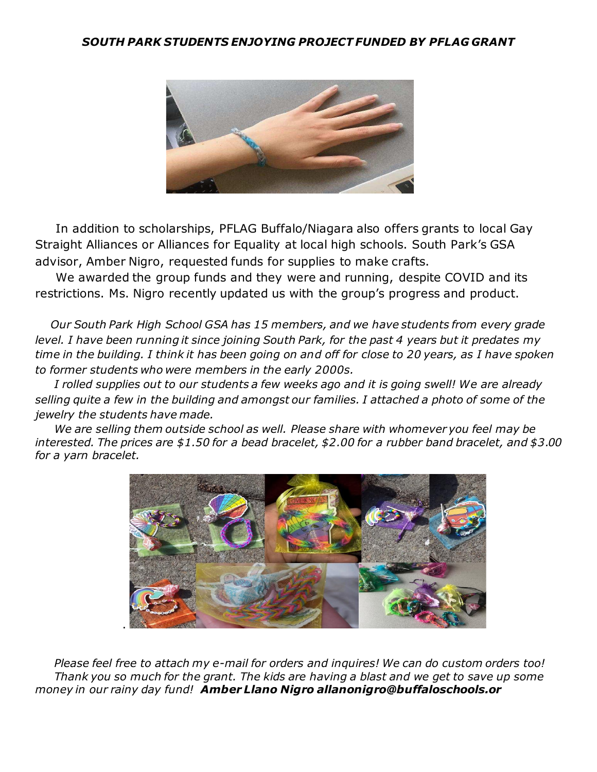**_SOUTH PARK STUDENTS ENJOYING PROJECT FUNDED BY PFLAG GRANT_**

In addition to scholarships, PFLAG Buffalo/Niagara also offers grants to local Gay Straight Alliances or Alliances for Equality at local high schools. South Park's GSA advisor, Amber Nigro, requested funds for supplies to make crafts.

We awarded the group funds and they were and running, despite COVID and its restrictions. Ms. Nigro recently updated us with the group's progress and product.

*Our South Park High School GSA has 15 members, and we have students from every grade level. I have been running it since joining South Park, for the past 4 years but it predates my time in the building. I think it has been going on and off for close to 20 years, as I have spoken to former students who were members in the early 2000s.*

*I rolled supplies out to our students a few weeks ago and it is going swell! We are already selling quite a few in the building and amongst our families. I attached a photo of some of the jewelry the students have made.*

*We are selling them outside school as well. Please share with whomever you feel may be interested. The prices are $1.50 for a bead bracelet, $2.00 for a rubber band bracelet, and $3.00 for a yarn bracelet.*

*Please feel free to attach my e-mail for orders and inquires! We can do custom orders too!*

*Thank you so much for the grant. The kids are having a blast and we get to save up some money in our rainy day fund!* ***Amber Llano Nigro allanonigro@buffaloschools.or***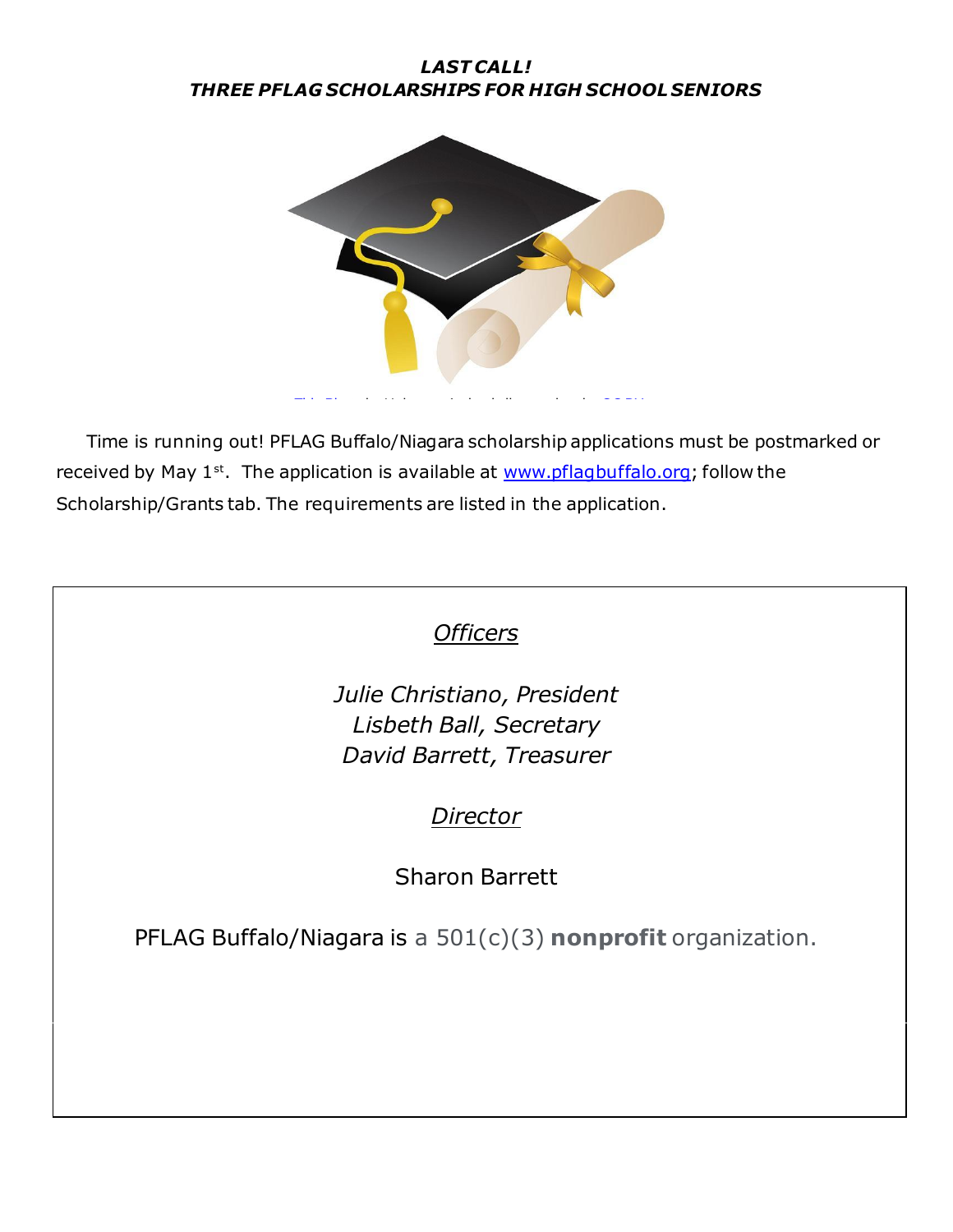***LAST CALL!***
***THREE PFLAG SCHOLARSHIPS FOR HIGH SCHOOL SENIORS***

Time is running out! PFLAG Buffalo/Niagara scholarship applications must be postmarked or received by May 1st. The application is available at [www.pflagbuffalo.org](http://www.pflagbuffalo.org); follow the Scholarship/Grants tab. The requirements are listed in the application.

*Officers*

*Julie Christiano, President*
*Lisbeth Ball, Secretary*
*David Barrett, Treasurer*

*Director*

Sharon Barrett

PFLAG Buffalo/Niagara is a 501(c)(3) **nonprofit** organization.